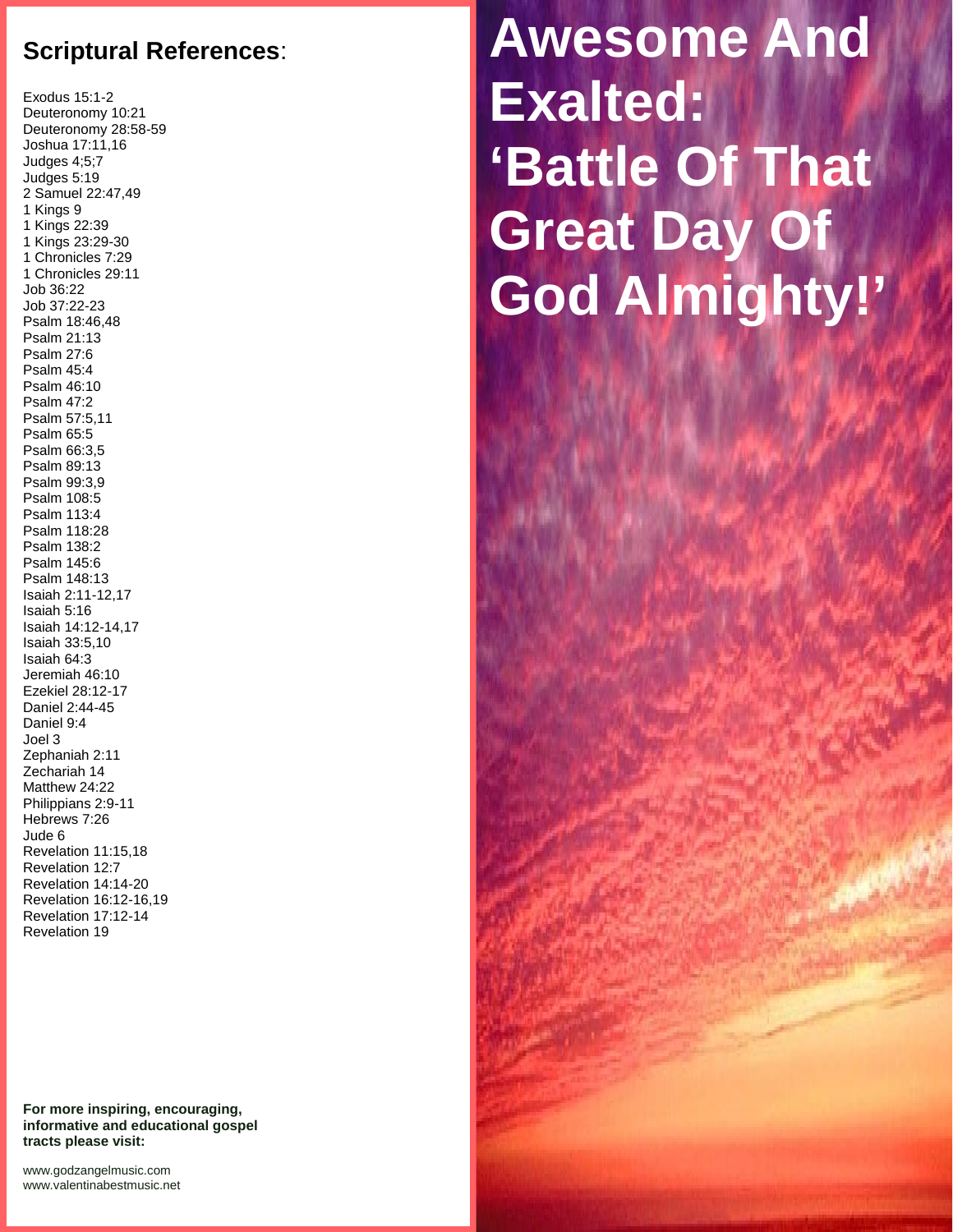# Awesome And Exalted: 'Battle Of That Great Day Of God Almighty!'

## Scriptural References:

Exodus 15:1-2
Deuteronomy 10:21
Deuteronomy 28:58-59
Joshua 17:11,16
Judges 4;5;7
Judges 5:19
2 Samuel 22:47,49
1 Kings 9
1 Kings 22:39
1 Kings 23:29-30
1 Chronicles 7:29
1 Chronicles 29:11
Job 36:22
Job 37:22-23
Psalm 18:46,48
Psalm 21:13
Psalm 27:6
Psalm 45:4
Psalm 46:10
Psalm 47:2
Psalm 57:5,11
Psalm 65:5
Psalm 66:3,5
Psalm 89:13
Psalm 99:3,9
Psalm 108:5
Psalm 113:4
Psalm 118:28
Psalm 138:2
Psalm 145:6
Psalm 148:13
Isaiah 2:11-12,17
Isaiah 5:16
Isaiah 14:12-14,17
Isaiah 33:5,10
Isaiah 64:3
Jeremiah 46:10
Ezekiel 28:12-17
Daniel 2:44-45
Daniel 9:4
Joel 3
Zephaniah 2:11
Zechariah 14
Matthew 24:22
Philippians 2:9-11
Hebrews 7:26
Jude 6
Revelation 11:15,18
Revelation 12:7
Revelation 14:14-20
Revelation 16:12-16,19
Revelation 17:12-14
Revelation 19

**For more inspiring, encouraging, informative and educational gospel tracts please visit:**

www.godzangelmusic.com
www.valentinabestmusic.net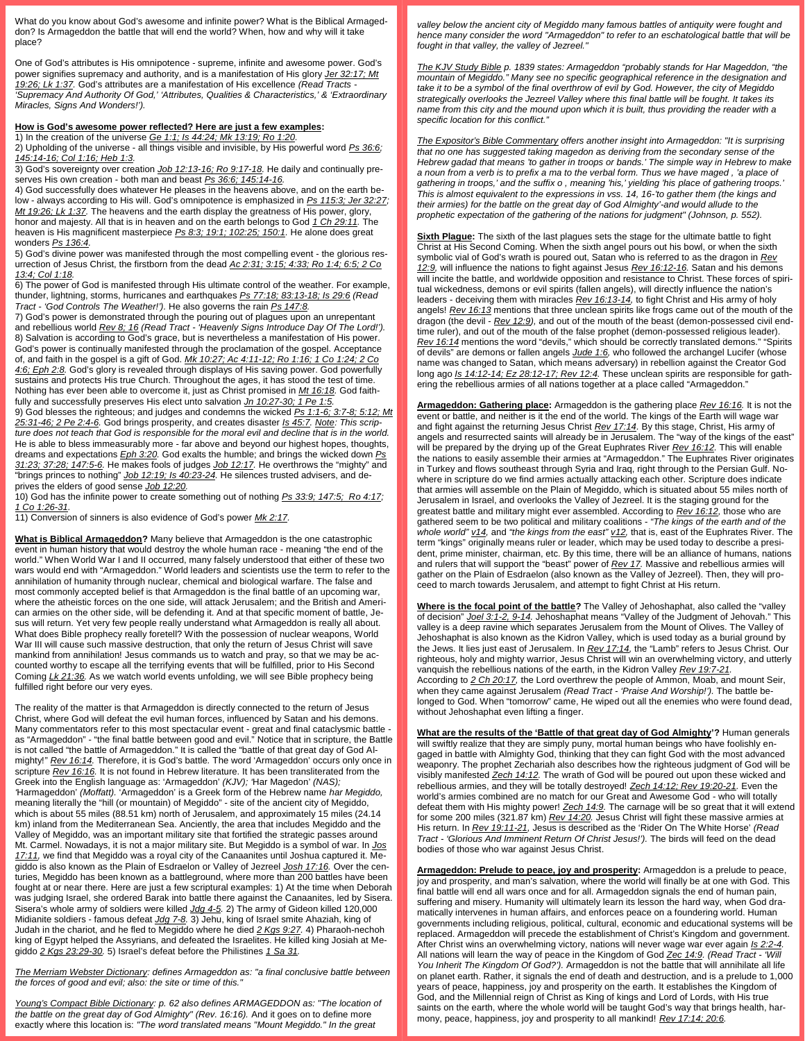What do you know about God's awesome and infinite power? What is the Biblical Armageddon? Is Armageddon the battle that will end the world? When, how and why will it take place?

One of God's attributes is His omnipotence - supreme, infinite and awesome power. God's power signifies supremacy and authority, and is a manifestation of His glory Jer 32:17; Mt 19:26; Lk 1:37. God's attributes are a manifestation of His excellence *(Read Tracts - 'Supremacy And Authority Of God,' 'Attributes, Qualities & Characteristics,' & 'Extraordinary Miracles, Signs And Wonders!').*

**How is God's awesome power reflected? Here are just a few examples:**

1) In the creation of the universe Ge 1:1; Is 44:24; Mk 13:19; Ro 1:20.

2) Upholding of the universe - all things visible and invisible, by His powerful word Ps 36:6; 145:14-16; Col 1:16; Heb 1:3.

3) God's sovereignty over creation Job 12:13-16; Ro 9:17-18. He daily and continually preserves His own creation - both man and beast Ps 36:6; 145:14-16.

4) God successfully does whatever He pleases in the heavens above, and on the earth below - always according to His will. God's omnipotence is emphasized in Ps 115:3; Jer 32:27; Mt 19:26; Lk 1:37. The heavens and the earth display the greatness of His power, glory, honor and majesty. All that is in heaven and on the earth belongs to God 1 Ch 29:11. The heaven is His magnificent masterpiece Ps 8:3; 19:1; 102:25; 150:1. He alone does great wonders Ps 136:4.

5) God's divine power was manifested through the most compelling event - the glorious resurrection of Jesus Christ, the firstborn from the dead Ac 2:31; 3:15; 4:33; Ro 1:4; 6:5; 2 Co 13:4; Col 1:18.

6) The power of God is manifested through His ultimate control of the weather. For example, thunder, lightning, storms, hurricanes and earthquakes Ps 77:18; 83:13-18; Is 29:6 *(Read Tract - 'God Controls The Weather!').* He also governs the rain Ps 147:8.

7) God's power is demonstrated through the pouring out of plagues upon an unrepentant and rebellious world Rev 8; 16 *(Read Tract - 'Heavenly Signs Introduce Day Of The Lord!').*

8) Salvation is according to God's grace, but is nevertheless a manifestation of His power. God's power is continually manifested through the proclamation of the gospel. Acceptance of, and faith in the gospel is a gift of God. Mk 10:27; Ac 4:11-12; Ro 1:16; 1 Co 1:24; 2 Co 4:6; Eph 2:8. God's glory is revealed through displays of His saving power. God powerfully sustains and protects His true Church. Throughout the ages, it has stood the test of time. Nothing has ever been able to overcome it, just as Christ promised in Mt 16:18. God faithfully and successfully preserves His elect unto salvation Jn 10:27-30; 1 Pe 1:5.

9) God assesses the righteous; and judges and condemns the wicked Ps 1:1-6; 3:7-8; 5:12; Mt 25:31-46; 2 Pe 2:4-6. God brings prosperity, and creates disaster Is 45:7. *Note: This scripture does not teach that God is responsible for the moral evil and decline that is in the world.* He is able to bless immeasurably more - far above and beyond our highest hopes, thoughts, dreams and expectations Eph 3:20. God exalts the humble; and brings the wicked down Ps 31:23; 37:28; 147:5-6. He makes fools of judges Job 12:17. He overthrows the "mighty" and "brings princes to nothing" Job 12:19; Is 40:23-24. He silences trusted advisers, and deprives the elders of good sense Job 12:20.

10) God has the infinite power to create something out of nothing Ps 33:9; 147:5; Ro 4:17; 1 Co 1:26-31.

11) Conversion of sinners is also evidence of God's power Mk 2:17.

**What is Biblical Armageddon?** Many believe that Armageddon is the one catastrophic event in human history that would destroy the whole human race - meaning "the end of the world." When World War I and II occurred, many falsely understood that either of these two wars would end with "Armageddon." World leaders and scientists use the term to refer to the annihilation of humanity through nuclear, chemical and biological warfare. The false and most commonly accepted belief is that Armageddon is the final battle of an upcoming war, where the atheistic forces on the one side, will attack Jerusalem; and the British and American armies on the other side, will be defending it. And at that specific moment of battle, Jesus will return. Yet very few people really understand what Armageddon is really all about. What does Bible prophecy really foretell? With the possession of nuclear weapons, World War III will cause such massive destruction, that only the return of Jesus Christ will save mankind from annihilation! Jesus commands us to watch and pray, so that we may be accounted worthy to escape all the terrifying events that will be fulfilled, prior to His Second Coming Lk 21:36. As we watch world events unfolding, we will see Bible prophecy being fulfilled right before our very eyes.

The reality of the matter is that Armageddon is directly connected to the return of Jesus Christ, where God will defeat the evil human forces, influenced by Satan and his demons. Many commentators refer to this most spectacular event - great and final cataclysmic battle - as "Armageddon" - "the final battle between good and evil." Notice that in scripture, the Battle is not called "the battle of Armageddon." It is called the "battle of that great day of God Almighty!" Rev 16:14. Therefore, it is God's battle. The word 'Armageddon' occurs only once in scripture Rev 16:16. It is not found in Hebrew literature. It has been transliterated from the Greek into the English language as: 'Armageddon' *(KJV);* 'Har Magedon' *(NAS);* 'Harmageddon' *(Moffatt).* 'Armageddon' is a Greek form of the Hebrew name *har Megiddo,* meaning literally the "hill (or mountain) of Megiddo" - site of the ancient city of Megiddo, which is about 55 miles (88.51 km) north of Jerusalem, and approximately 15 miles (24.14 km) inland from the Mediterranean Sea. Anciently, the area that includes Megiddo and the Valley of Megiddo, was an important military site that fortified the strategic passes around Mt. Carmel. Nowadays, it is not a major military site. But Megiddo is a symbol of war. In Jos 17:11, we find that Megiddo was a royal city of the Canaanites until Joshua captured it. Megiddo is also known as the Plain of Esdraelon or Valley of Jezreel Josh 17:16. Over the centuries, Megiddo has been known as a battleground, where more than 200 battles have been fought at or near there. Here are just a few scriptural examples: 1) At the time when Deborah was judging Israel, she ordered Barak into battle there against the Canaanites, led by Sisera. Sisera's whole army of soldiers were killed Jdg 4-5. 2) The army of Gideon killed 120,000 Midianite soldiers - famous defeat Jdg 7-8. 3) Jehu, king of Israel smite Ahaziah, king of Judah in the chariot, and he fled to Megiddo where he died 2 Kgs 9:27. 4) Pharaoh-nechoh king of Egypt helped the Assyrians, and defeated the Israelites. He killed king Josiah at Megiddo 2 Kgs 23:29-30. 5) Israel's defeat before the Philistines 1 Sa 31.

*The Merriam Webster Dictionary: defines Armageddon as: "a final conclusive battle between the forces of good and evil; also: the site or time of this."*

*Young's Compact Bible Dictionary: p. 62 also defines ARMAGEDDON as: "The location of the battle on the great day of God Almighty" (Rev. 16:16).* And it goes on to define more exactly where this location is: *"The word translated means "Mount Megiddo." In the great valley below the ancient city of Megiddo many famous battles of antiquity were fought and hence many consider the word "Armageddon" to refer to an eschatological battle that will be fought in that valley, the valley of Jezreel."*

*The KJV Study Bible p. 1839 states: Armageddon "probably stands for Har Mageddon, "the mountain of Megiddo." Many see no specific geographical reference in the designation and take it to be a symbol of the final overthrow of evil by God. However, the city of Megiddo strategically overlooks the Jezreel Valley where this final battle will be fought. It takes its name from this city and the mound upon which it is built, thus providing the reader with a specific location for this conflict."*

*The Expositor's Bible Commentary offers another insight into Armageddon: "It is surprising that no one has suggested taking magedon as deriving from the secondary sense of the Hebrew gadad that means 'to gather in troops or bands.' The simple way in Hebrew to make a noun from a verb is to prefix a ma to the verbal form. Thus we have maged , 'a place of gathering in troops,' and the suffix o , meaning 'his,' yielding 'his place of gathering troops.' This is almost equivalent to the expressions in vss. 14, 16-'to gather them (the kings and their armies) for the battle on the great day of God Almighty'-and would allude to the prophetic expectation of the gathering of the nations for judgment" (Johnson, p. 552).*

**Sixth Plague:** The sixth of the last plagues sets the stage for the ultimate battle to fight Christ at His Second Coming. When the sixth angel pours out his bowl, or when the sixth symbolic vial of God's wrath is poured out, Satan who is referred to as the dragon in Rev 12:9, will influence the nations to fight against Jesus Rev 16:12-16. Satan and his demons will incite the battle, and worldwide opposition and resistance to Christ. These forces of spiritual wickedness, demons or evil spirits (fallen angels), will directly influence the nation's leaders - deceiving them with miracles Rev 16:13-14, to fight Christ and His army of holy angels! Rev 16:13 mentions that three unclean spirits like frogs came out of the mouth of the dragon (the devil - Rev 12:9), and out of the mouth of the beast (demon-possessed civil end-time ruler), and out of the mouth of the false prophet (demon-possessed religious leader). Rev 16:14 mentions the word "devils," which should be correctly translated demons." "Spirits of devils" are demons or fallen angels Jude 1:6, who followed the archangel Lucifer (whose name was changed to Satan, which means adversary) in rebellion against the Creator God long ago Is 14:12-14; Ez 28:12-17; Rev 12:4. These unclean spirits are responsible for gathering the rebellious armies of all nations together at a place called "Armageddon."

**Armageddon: Gathering place:** Armageddon is the gathering place Rev 16:16. It is not the event or battle, and neither is it the end of the world. The kings of the Earth will wage war and fight against the returning Jesus Christ Rev 17:14. By this stage, Christ, His army of angels and resurrected saints will already be in Jerusalem. The "way of the kings of the east" will be prepared by the drying up of the Great Euphrates River Rev 16:12. This will enable the nations to easily assemble their armies at "Armageddon." The Euphrates River originates in Turkey and flows southeast through Syria and Iraq, right through to the Persian Gulf. Nowhere in scripture do we find armies actually attacking each other. Scripture does indicate that armies will assemble on the Plain of Megiddo, which is situated about 55 miles north of Jerusalem in Israel, and overlooks the Valley of Jezreel. It is the staging ground for the greatest battle and military might ever assembled. According to Rev 16:12, those who are gathered seem to be two political and military coalitions - *"The kings of the earth and of the whole world" v14,* and *"the kings from the east" v12,* that is, east of the Euphrates River. The term "kings" originally means ruler or leader, which may be used today to describe a president, prime minister, chairman, etc. By this time, there will be an alliance of humans, nations and rulers that will support the "beast" power of Rev 17. Massive and rebellious armies will gather on the Plain of Esdraelon (also known as the Valley of Jezreel). Then, they will proceed to march towards Jerusalem, and attempt to fight Christ at His return.

**Where is the focal point of the battle?** The Valley of Jehoshaphat, also called the "valley of decision" Joel 3:1-2, 9-14. Jehoshaphat means "Valley of the Judgment of Jehovah." This valley is a deep ravine which separates Jerusalem from the Mount of Olives. The Valley of Jehoshaphat is also known as the Kidron Valley, which is used today as a burial ground by the Jews. It lies just east of Jerusalem. In Rev 17:14, the "Lamb" refers to Jesus Christ. Our righteous, holy and mighty warrior, Jesus Christ will win an overwhelming victory, and utterly vanquish the rebellious nations of the earth, in the Kidron Valley Rev 19:7-21.
According to 2 Ch 20:17, the Lord overthrew the people of Ammon, Moab, and mount Seir, when they came against Jerusalem *(Read Tract - 'Praise And Worship!').* The battle belonged to God. When "tomorrow" came, He wiped out all the enemies who were found dead, without Jehoshaphat even lifting a finger.

**What are the results of the 'Battle of that great day of God Almighty'?** Human generals will swiftly realize that they are simply puny, mortal human beings who have foolishly engaged in battle with Almighty God, thinking that they can fight God with the most advanced weaponry. The prophet Zechariah also describes how the righteous judgment of God will be visibly manifested Zech 14:12. The wrath of God will be poured out upon these wicked and rebellious armies, and they will be totally destroyed! Zech 14:12; Rev 19:20-21. Even the world's armies combined are no match for our Great and Awesome God - who will totally defeat them with His mighty power! Zech 14:9. The carnage will be so great that it will extend for some 200 miles (321.87 km) Rev 14:20. Jesus Christ will fight these massive armies at His return. In Rev 19:11-21, Jesus is described as the 'Rider On The White Horse' *(Read Tract - 'Glorious And Imminent Return Of Christ Jesus!').* The birds will feed on the dead bodies of those who war against Jesus Christ.

**Armageddon: Prelude to peace, joy and prosperity:** Armageddon is a prelude to peace, joy and prosperity, and man's salvation, where the world will finally be at one with God. This final battle will end all wars once and for all. Armageddon signals the end of human pain, suffering and misery. Humanity will ultimately learn its lesson the hard way, when God dramatically intervenes in human affairs, and enforces peace on a foundering world. Human governments including religious, political, cultural, economic and educational systems will be replaced. Armageddon will precede the establishment of Christ's Kingdom and government. After Christ wins an overwhelming victory, nations will never wage war ever again Is 2:2-4. All nations will learn the way of peace in the Kingdom of God Zec 14:9. *(Read Tract - 'Will You Inherit The Kingdom Of God?').* Armageddon is not the battle that will annihilate all life on planet earth. Rather, it signals the end of death and destruction, and is a prelude to 1,000 years of peace, happiness, joy and prosperity on the earth. It establishes the Kingdom of God, and the Millennial reign of Christ as King of kings and Lord of Lords, with His true saints on the earth, where the whole world will be taught God's way that brings health, harmony, peace, happiness, joy and prosperity to all mankind! Rev 17:14; 20:6.